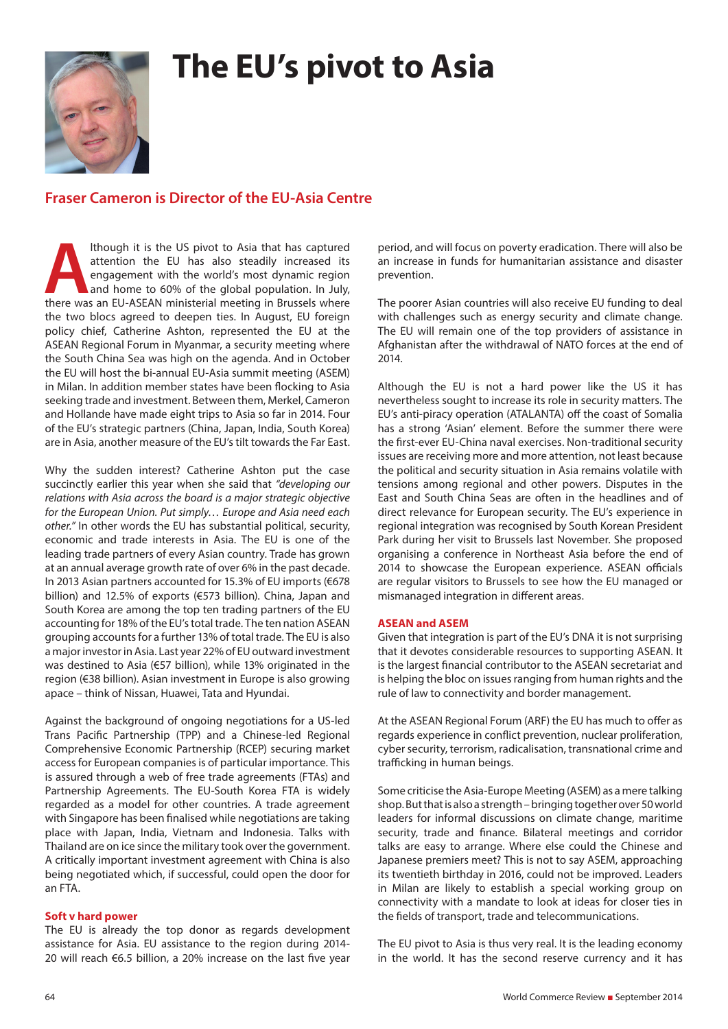# The EU's pivot to Asia

## Fraser Cameron is Director of the EU-Asia Centre

Although it is the US pivot to Asia that has captured attention the EU has also steadily increased its engagement with the world's most dynamic region and home to 60% of the global population. In July, there was an EU-ASEAN ministerial meeting in Brussels where the two blocs agreed to deepen ties. In August, EU foreign policy chief, Catherine Ashton, represented the EU at the ASEAN Regional Forum in Myanmar, a security meeting where the South China Sea was high on the agenda. And in October the EU will host the bi-annual EU-Asia summit meeting (ASEM) in Milan. In addition member states have been flocking to Asia seeking trade and investment. Between them, Merkel, Cameron and Hollande have made eight trips to Asia so far in 2014. Four of the EU's strategic partners (China, Japan, India, South Korea) are in Asia, another measure of the EU's tilt towards the Far East.

Why the sudden interest? Catherine Ashton put the case succinctly earlier this year when she said that *"developing our relations with Asia across the board is a major strategic objective for the European Union. Put simply… Europe and Asia need each other."* In other words the EU has substantial political, security, economic and trade interests in Asia. The EU is one of the leading trade partners of every Asian country. Trade has grown at an annual average growth rate of over 6% in the past decade. In 2013 Asian partners accounted for 15.3% of EU imports (€678 billion) and 12.5% of exports (€573 billion). China, Japan and South Korea are among the top ten trading partners of the EU accounting for 18% of the EU's total trade. The ten nation ASEAN grouping accounts for a further 13% of total trade. The EU is also a major investor in Asia. Last year 22% of EU outward investment was destined to Asia (€57 billion), while 13% originated in the region (€38 billion). Asian investment in Europe is also growing apace – think of Nissan, Huawei, Tata and Hyundai.

Against the background of ongoing negotiations for a US-led Trans Pacific Partnership (TPP) and a Chinese-led Regional Comprehensive Economic Partnership (RCEP) securing market access for European companies is of particular importance. This is assured through a web of free trade agreements (FTAs) and Partnership Agreements. The EU-South Korea FTA is widely regarded as a model for other countries. A trade agreement with Singapore has been finalised while negotiations are taking place with Japan, India, Vietnam and Indonesia. Talks with Thailand are on ice since the military took over the government. A critically important investment agreement with China is also being negotiated which, if successful, could open the door for an FTA.

### Soft v hard power

The EU is already the top donor as regards development assistance for Asia. EU assistance to the region during 2014-20 will reach €6.5 billion, a 20% increase on the last five year period, and will focus on poverty eradication. There will also be an increase in funds for humanitarian assistance and disaster prevention.

The poorer Asian countries will also receive EU funding to deal with challenges such as energy security and climate change. The EU will remain one of the top providers of assistance in Afghanistan after the withdrawal of NATO forces at the end of 2014.

Although the EU is not a hard power like the US it has nevertheless sought to increase its role in security matters. The EU's anti-piracy operation (ATALANTA) off the coast of Somalia has a strong 'Asian' element. Before the summer there were the first-ever EU-China naval exercises. Non-traditional security issues are receiving more and more attention, not least because the political and security situation in Asia remains volatile with tensions among regional and other powers. Disputes in the East and South China Seas are often in the headlines and of direct relevance for European security. The EU's experience in regional integration was recognised by South Korean President Park during her visit to Brussels last November. She proposed organising a conference in Northeast Asia before the end of 2014 to showcase the European experience. ASEAN officials are regular visitors to Brussels to see how the EU managed or mismanaged integration in different areas.

### ASEAN and ASEM

Given that integration is part of the EU's DNA it is not surprising that it devotes considerable resources to supporting ASEAN. It is the largest financial contributor to the ASEAN secretariat and is helping the bloc on issues ranging from human rights and the rule of law to connectivity and border management.

At the ASEAN Regional Forum (ARF) the EU has much to offer as regards experience in conflict prevention, nuclear proliferation, cyber security, terrorism, radicalisation, transnational crime and trafficking in human beings.

Some criticise the Asia-Europe Meeting (ASEM) as a mere talking shop. But that is also a strength – bringing together over 50 world leaders for informal discussions on climate change, maritime security, trade and finance. Bilateral meetings and corridor talks are easy to arrange. Where else could the Chinese and Japanese premiers meet? This is not to say ASEM, approaching its twentieth birthday in 2016, could not be improved. Leaders in Milan are likely to establish a special working group on connectivity with a mandate to look at ideas for closer ties in the fields of transport, trade and telecommunications.

The EU pivot to Asia is thus very real. It is the leading economy in the world. It has the second reserve currency and it has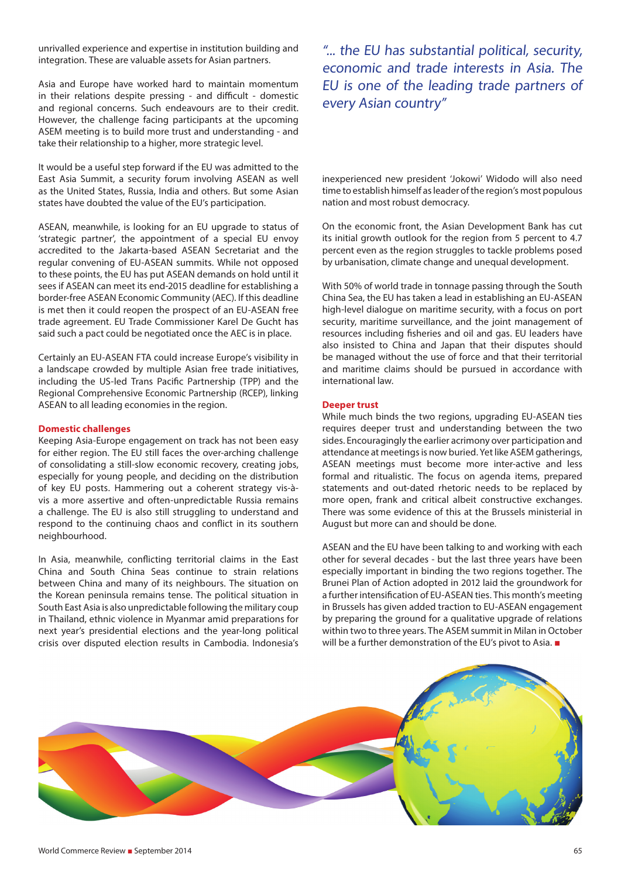unrivalled experience and expertise in institution building and integration. These are valuable assets for Asian partners.

Asia and Europe have worked hard to maintain momentum in their relations despite pressing - and difficult - domestic and regional concerns. Such endeavours are to their credit. However, the challenge facing participants at the upcoming ASEM meeting is to build more trust and understanding - and take their relationship to a higher, more strategic level.

It would be a useful step forward if the EU was admitted to the East Asia Summit, a security forum involving ASEAN as well as the United States, Russia, India and others. But some Asian states have doubted the value of the EU's participation.

ASEAN, meanwhile, is looking for an EU upgrade to status of 'strategic partner', the appointment of a special EU envoy accredited to the Jakarta-based ASEAN Secretariat and the regular convening of EU-ASEAN summits. While not opposed to these points, the EU has put ASEAN demands on hold until it sees if ASEAN can meet its end-2015 deadline for establishing a border-free ASEAN Economic Community (AEC). If this deadline is met then it could reopen the prospect of an EU-ASEAN free trade agreement. EU Trade Commissioner Karel De Gucht has said such a pact could be negotiated once the AEC is in place.

Certainly an EU-ASEAN FTA could increase Europe's visibility in a landscape crowded by multiple Asian free trade initiatives, including the US-led Trans Pacific Partnership (TPP) and the Regional Comprehensive Economic Partnership (RCEP), linking ASEAN to all leading economies in the region.

### Domestic challenges

Keeping Asia-Europe engagement on track has not been easy for either region. The EU still faces the over-arching challenge of consolidating a still-slow economic recovery, creating jobs, especially for young people, and deciding on the distribution of key EU posts. Hammering out a coherent strategy vis-à-vis a more assertive and often-unpredictable Russia remains a challenge. The EU is also still struggling to understand and respond to the continuing chaos and conflict in its southern neighbourhood.

In Asia, meanwhile, conflicting territorial claims in the East China and South China Seas continue to strain relations between China and many of its neighbours. The situation on the Korean peninsula remains tense. The political situation in South East Asia is also unpredictable following the military coup in Thailand, ethnic violence in Myanmar amid preparations for next year's presidential elections and the year-long political crisis over disputed election results in Cambodia. Indonesia's inexperienced new president 'Jokowi' Widodo will also need time to establish himself as leader of the region's most populous nation and most robust democracy.

*"... the EU has substantial political, security, economic and trade interests in Asia. The EU is one of the leading trade partners of every Asian country"*

On the economic front, the Asian Development Bank has cut its initial growth outlook for the region from 5 percent to 4.7 percent even as the region struggles to tackle problems posed by urbanisation, climate change and unequal development.

With 50% of world trade in tonnage passing through the South China Sea, the EU has taken a lead in establishing an EU-ASEAN high-level dialogue on maritime security, with a focus on port security, maritime surveillance, and the joint management of resources including fisheries and oil and gas. EU leaders have also insisted to China and Japan that their disputes should be managed without the use of force and that their territorial and maritime claims should be pursued in accordance with international law.

### Deeper trust

While much binds the two regions, upgrading EU-ASEAN ties requires deeper trust and understanding between the two sides. Encouragingly the earlier acrimony over participation and attendance at meetings is now buried. Yet like ASEM gatherings, ASEAN meetings must become more inter-active and less formal and ritualistic. The focus on agenda items, prepared statements and out-dated rhetoric needs to be replaced by more open, frank and critical albeit constructive exchanges. There was some evidence of this at the Brussels ministerial in August but more can and should be done.

ASEAN and the EU have been talking to and working with each other for several decades - but the last three years have been especially important in binding the two regions together. The Brunei Plan of Action adopted in 2012 laid the groundwork for a further intensification of EU-ASEAN ties. This month's meeting in Brussels has given added traction to EU-ASEAN engagement by preparing the ground for a qualitative upgrade of relations within two to three years. The ASEM summit in Milan in October will be a further demonstration of the EU's pivot to Asia. ■